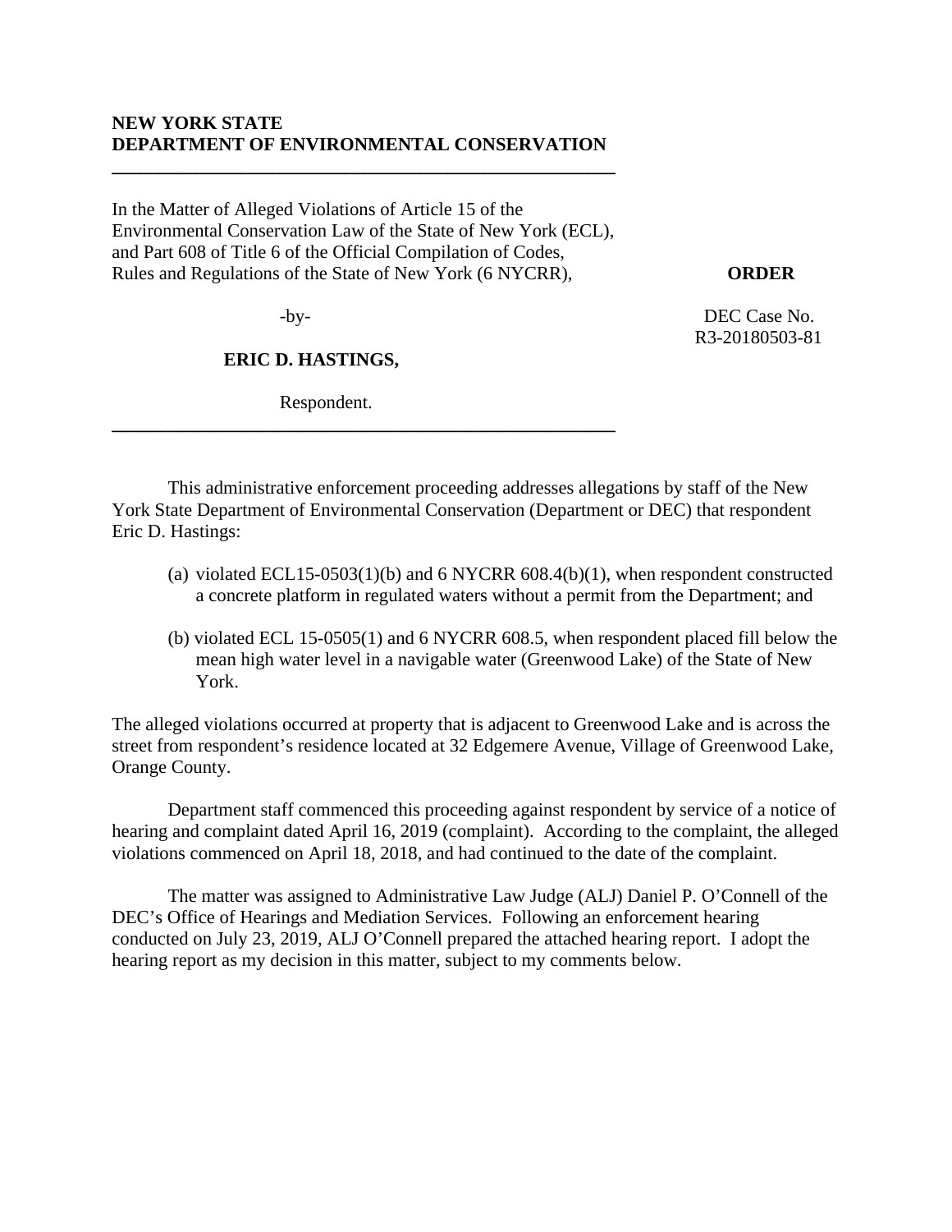**NEW YORK STATE**
**DEPARTMENT OF ENVIRONMENTAL CONSERVATION**

---

In the Matter of Alleged Violations of Article 15 of the Environmental Conservation Law of the State of New York (ECL), and Part 608 of Title 6 of the Official Compilation of Codes, Rules and Regulations of the State of New York (6 NYCRR),

-by-

**ERIC D. HASTINGS,**

Respondent.

---

**ORDER**

DEC Case No. R3-20180503-81

This administrative enforcement proceeding addresses allegations by staff of the New York State Department of Environmental Conservation (Department or DEC) that respondent Eric D. Hastings:

(a) violated ECL15-0503(1)(b) and 6 NYCRR 608.4(b)(1), when respondent constructed a concrete platform in regulated waters without a permit from the Department; and

(b) violated ECL 15-0505(1) and 6 NYCRR 608.5, when respondent placed fill below the mean high water level in a navigable water (Greenwood Lake) of the State of New York.

The alleged violations occurred at property that is adjacent to Greenwood Lake and is across the street from respondent's residence located at 32 Edgemere Avenue, Village of Greenwood Lake, Orange County.

Department staff commenced this proceeding against respondent by service of a notice of hearing and complaint dated April 16, 2019 (complaint). According to the complaint, the alleged violations commenced on April 18, 2018, and had continued to the date of the complaint.

The matter was assigned to Administrative Law Judge (ALJ) Daniel P. O'Connell of the DEC's Office of Hearings and Mediation Services. Following an enforcement hearing conducted on July 23, 2019, ALJ O'Connell prepared the attached hearing report. I adopt the hearing report as my decision in this matter, subject to my comments below.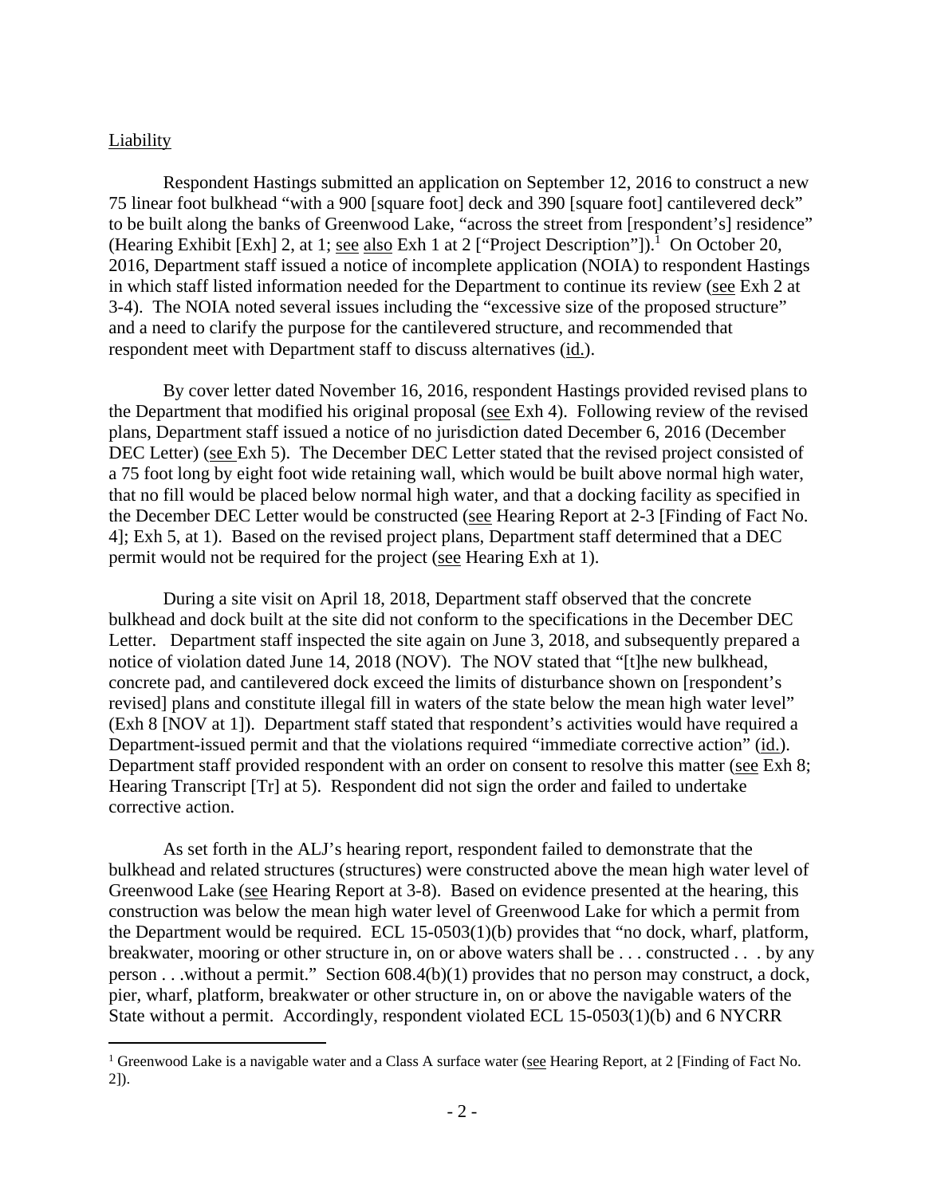Liability

Respondent Hastings submitted an application on September 12, 2016 to construct a new 75 linear foot bulkhead "with a 900 [square foot] deck and 390 [square foot] cantilevered deck" to be built along the banks of Greenwood Lake, "across the street from [respondent's] residence" (Hearing Exhibit [Exh] 2, at 1; see also Exh 1 at 2 ["Project Description"]).[1] On October 20, 2016, Department staff issued a notice of incomplete application (NOIA) to respondent Hastings in which staff listed information needed for the Department to continue its review (see Exh 2 at 3-4). The NOIA noted several issues including the "excessive size of the proposed structure" and a need to clarify the purpose for the cantilevered structure, and recommended that respondent meet with Department staff to discuss alternatives (id.).

By cover letter dated November 16, 2016, respondent Hastings provided revised plans to the Department that modified his original proposal (see Exh 4). Following review of the revised plans, Department staff issued a notice of no jurisdiction dated December 6, 2016 (December DEC Letter) (see Exh 5). The December DEC Letter stated that the revised project consisted of a 75 foot long by eight foot wide retaining wall, which would be built above normal high water, that no fill would be placed below normal high water, and that a docking facility as specified in the December DEC Letter would be constructed (see Hearing Report at 2-3 [Finding of Fact No. 4]; Exh 5, at 1). Based on the revised project plans, Department staff determined that a DEC permit would not be required for the project (see Hearing Exh at 1).

During a site visit on April 18, 2018, Department staff observed that the concrete bulkhead and dock built at the site did not conform to the specifications in the December DEC Letter. Department staff inspected the site again on June 3, 2018, and subsequently prepared a notice of violation dated June 14, 2018 (NOV). The NOV stated that "[t]he new bulkhead, concrete pad, and cantilevered dock exceed the limits of disturbance shown on [respondent's revised] plans and constitute illegal fill in waters of the state below the mean high water level" (Exh 8 [NOV at 1]). Department staff stated that respondent's activities would have required a Department-issued permit and that the violations required "immediate corrective action" (id.). Department staff provided respondent with an order on consent to resolve this matter (see Exh 8; Hearing Transcript [Tr] at 5). Respondent did not sign the order and failed to undertake corrective action.

As set forth in the ALJ's hearing report, respondent failed to demonstrate that the bulkhead and related structures (structures) were constructed above the mean high water level of Greenwood Lake (see Hearing Report at 3-8). Based on evidence presented at the hearing, this construction was below the mean high water level of Greenwood Lake for which a permit from the Department would be required. ECL 15-0503(1)(b) provides that "no dock, wharf, platform, breakwater, mooring or other structure in, on or above waters shall be . . . constructed . . . by any person . . .without a permit." Section 608.4(b)(1) provides that no person may construct, a dock, pier, wharf, platform, breakwater or other structure in, on or above the navigable waters of the State without a permit. Accordingly, respondent violated ECL 15-0503(1)(b) and 6 NYCRR

[1] Greenwood Lake is a navigable water and a Class A surface water (see Hearing Report, at 2 [Finding of Fact No. 2]).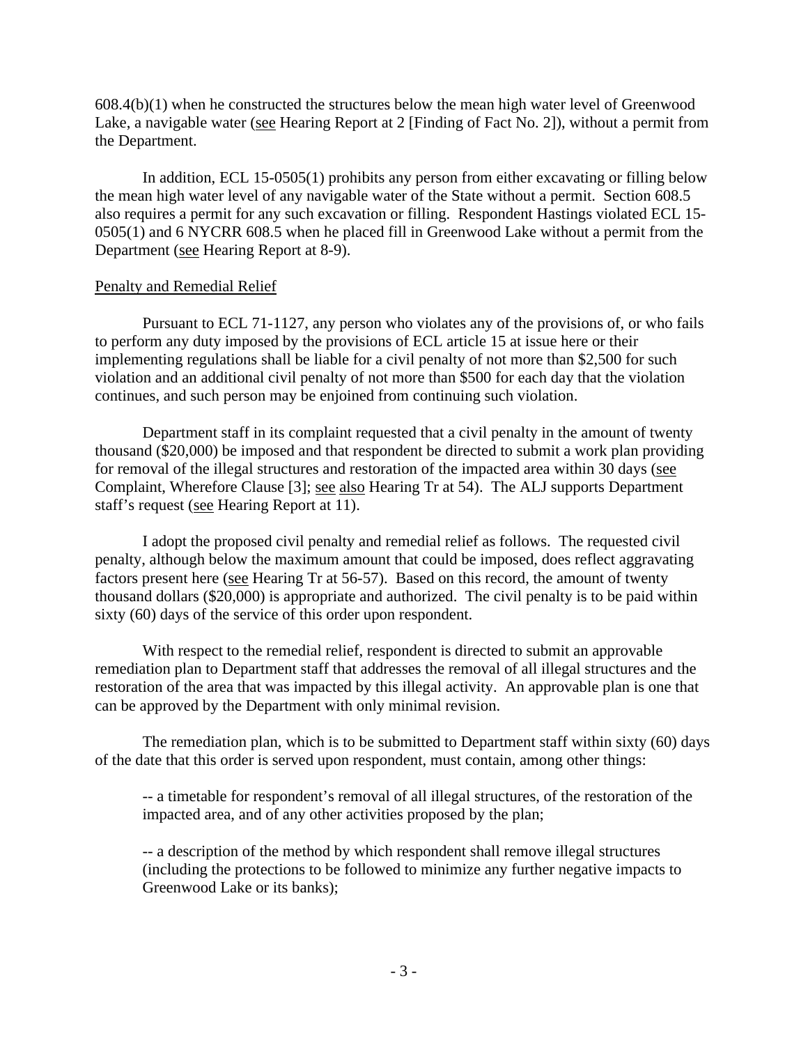608.4(b)(1) when he constructed the structures below the mean high water level of Greenwood Lake, a navigable water (see Hearing Report at 2 [Finding of Fact No. 2]), without a permit from the Department.

In addition, ECL 15-0505(1) prohibits any person from either excavating or filling below the mean high water level of any navigable water of the State without a permit. Section 608.5 also requires a permit for any such excavation or filling. Respondent Hastings violated ECL 15-0505(1) and 6 NYCRR 608.5 when he placed fill in Greenwood Lake without a permit from the Department (see Hearing Report at 8-9).

Penalty and Remedial Relief

Pursuant to ECL 71-1127, any person who violates any of the provisions of, or who fails to perform any duty imposed by the provisions of ECL article 15 at issue here or their implementing regulations shall be liable for a civil penalty of not more than $2,500 for such violation and an additional civil penalty of not more than $500 for each day that the violation continues, and such person may be enjoined from continuing such violation.

Department staff in its complaint requested that a civil penalty in the amount of twenty thousand ($20,000) be imposed and that respondent be directed to submit a work plan providing for removal of the illegal structures and restoration of the impacted area within 30 days (see Complaint, Wherefore Clause [3]; see also Hearing Tr at 54). The ALJ supports Department staff's request (see Hearing Report at 11).

I adopt the proposed civil penalty and remedial relief as follows. The requested civil penalty, although below the maximum amount that could be imposed, does reflect aggravating factors present here (see Hearing Tr at 56-57). Based on this record, the amount of twenty thousand dollars ($20,000) is appropriate and authorized. The civil penalty is to be paid within sixty (60) days of the service of this order upon respondent.

With respect to the remedial relief, respondent is directed to submit an approvable remediation plan to Department staff that addresses the removal of all illegal structures and the restoration of the area that was impacted by this illegal activity. An approvable plan is one that can be approved by the Department with only minimal revision.

The remediation plan, which is to be submitted to Department staff within sixty (60) days of the date that this order is served upon respondent, must contain, among other things:

-- a timetable for respondent's removal of all illegal structures, of the restoration of the impacted area, and of any other activities proposed by the plan;

-- a description of the method by which respondent shall remove illegal structures (including the protections to be followed to minimize any further negative impacts to Greenwood Lake or its banks);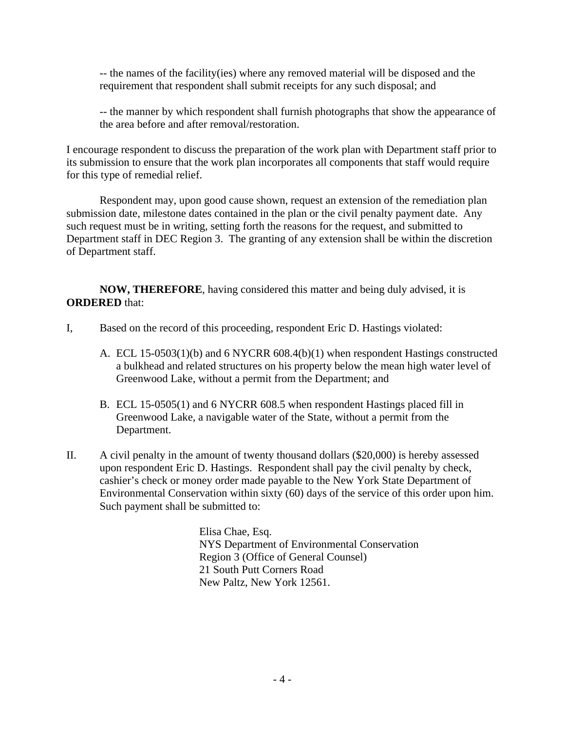-- the names of the facility(ies) where any removed material will be disposed and the requirement that respondent shall submit receipts for any such disposal; and

-- the manner by which respondent shall furnish photographs that show the appearance of the area before and after removal/restoration.

I encourage respondent to discuss the preparation of the work plan with Department staff prior to its submission to ensure that the work plan incorporates all components that staff would require for this type of remedial relief.

Respondent may, upon good cause shown, request an extension of the remediation plan submission date, milestone dates contained in the plan or the civil penalty payment date. Any such request must be in writing, setting forth the reasons for the request, and submitted to Department staff in DEC Region 3. The granting of any extension shall be within the discretion of Department staff.

**NOW, THEREFORE**, having considered this matter and being duly advised, it is **ORDERED** that:

I, Based on the record of this proceeding, respondent Eric D. Hastings violated:

A. ECL 15-0503(1)(b) and 6 NYCRR 608.4(b)(1) when respondent Hastings constructed a bulkhead and related structures on his property below the mean high water level of Greenwood Lake, without a permit from the Department; and

B. ECL 15-0505(1) and 6 NYCRR 608.5 when respondent Hastings placed fill in Greenwood Lake, a navigable water of the State, without a permit from the Department.

II. A civil penalty in the amount of twenty thousand dollars ($20,000) is hereby assessed upon respondent Eric D. Hastings. Respondent shall pay the civil penalty by check, cashier's check or money order made payable to the New York State Department of Environmental Conservation within sixty (60) days of the service of this order upon him. Such payment shall be submitted to:

Elisa Chae, Esq.
NYS Department of Environmental Conservation
Region 3 (Office of General Counsel)
21 South Putt Corners Road
New Paltz, New York 12561.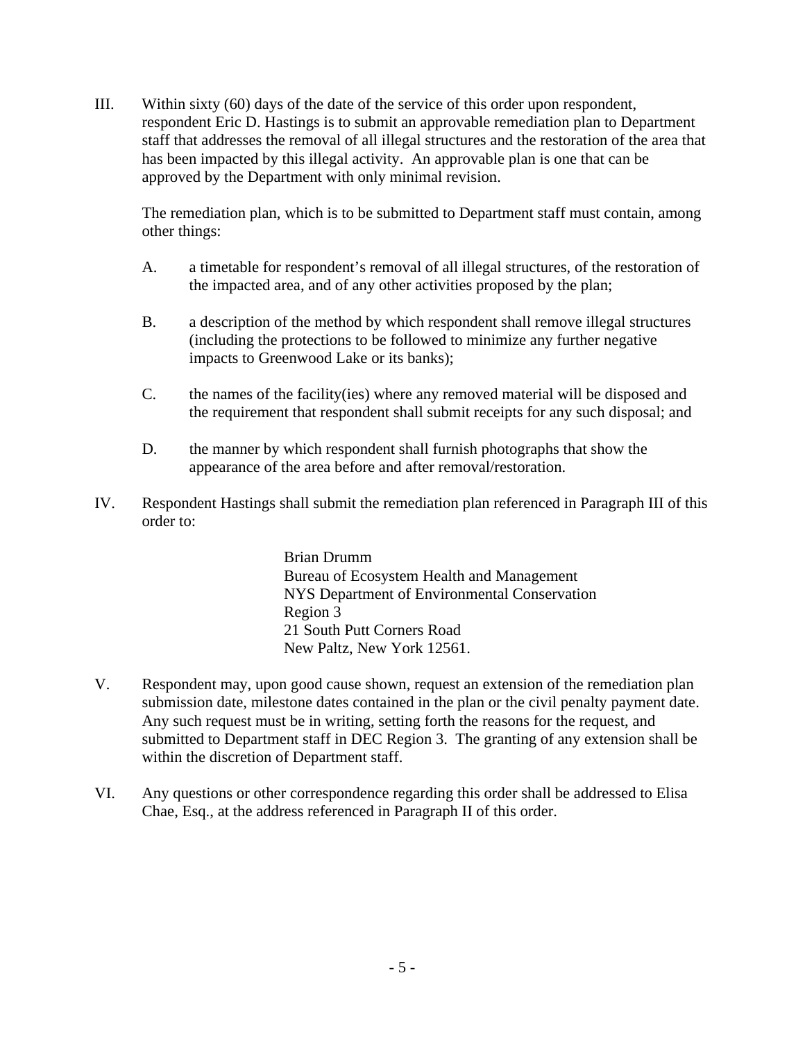III. Within sixty (60) days of the date of the service of this order upon respondent, respondent Eric D. Hastings is to submit an approvable remediation plan to Department staff that addresses the removal of all illegal structures and the restoration of the area that has been impacted by this illegal activity. An approvable plan is one that can be approved by the Department with only minimal revision.

The remediation plan, which is to be submitted to Department staff must contain, among other things:

A. a timetable for respondent's removal of all illegal structures, of the restoration of the impacted area, and of any other activities proposed by the plan;

B. a description of the method by which respondent shall remove illegal structures (including the protections to be followed to minimize any further negative impacts to Greenwood Lake or its banks);

C. the names of the facility(ies) where any removed material will be disposed and the requirement that respondent shall submit receipts for any such disposal; and

D. the manner by which respondent shall furnish photographs that show the appearance of the area before and after removal/restoration.

IV. Respondent Hastings shall submit the remediation plan referenced in Paragraph III of this order to:

Brian Drumm
Bureau of Ecosystem Health and Management
NYS Department of Environmental Conservation
Region 3
21 South Putt Corners Road
New Paltz, New York 12561.

V. Respondent may, upon good cause shown, request an extension of the remediation plan submission date, milestone dates contained in the plan or the civil penalty payment date. Any such request must be in writing, setting forth the reasons for the request, and submitted to Department staff in DEC Region 3. The granting of any extension shall be within the discretion of Department staff.

VI. Any questions or other correspondence regarding this order shall be addressed to Elisa Chae, Esq., at the address referenced in Paragraph II of this order.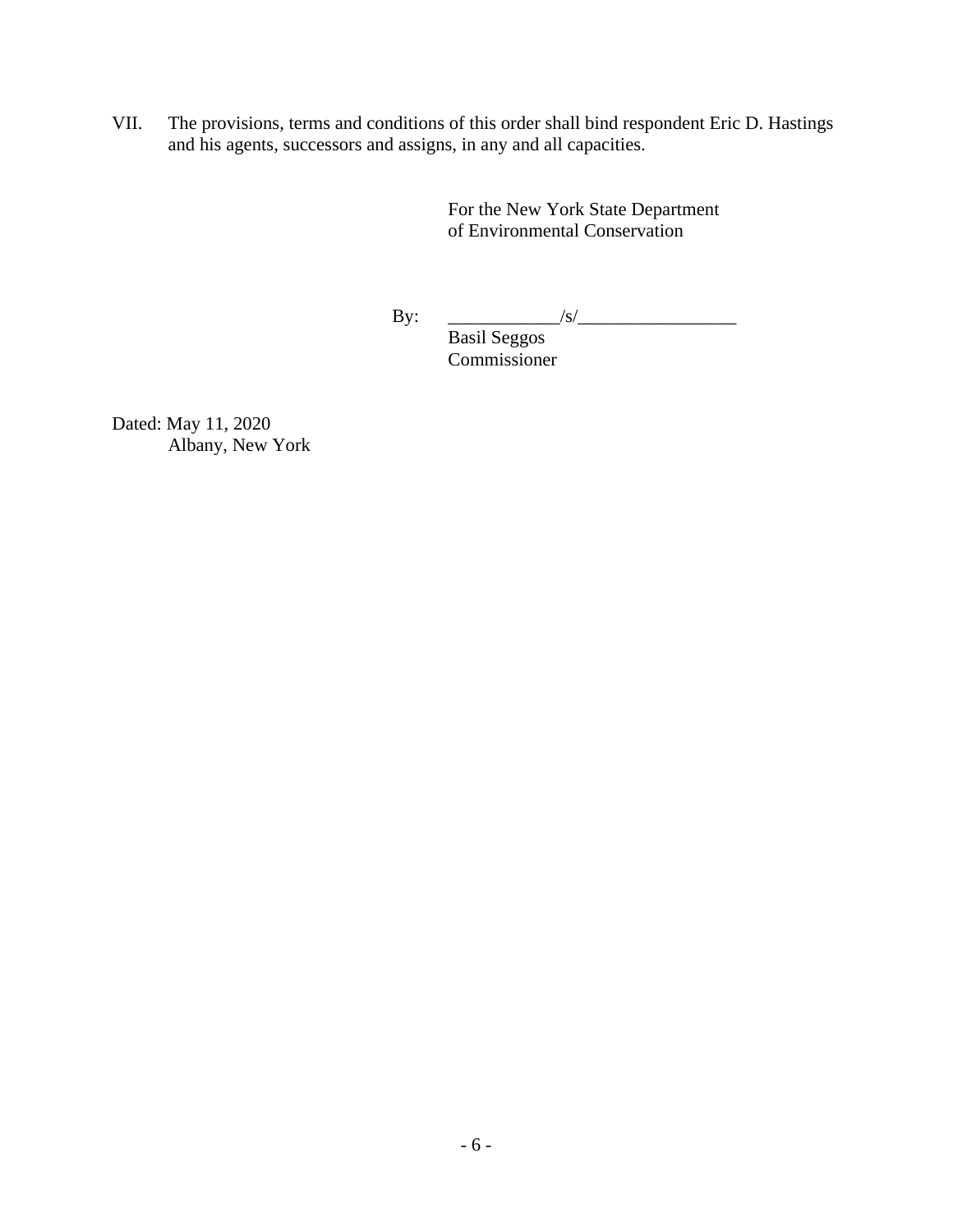VII. The provisions, terms and conditions of this order shall bind respondent Eric D. Hastings and his agents, successors and assigns, in any and all capacities.

For the New York State Department of Environmental Conservation

By: ____________/s/_________________
Basil Seggos
Commissioner

Dated: May 11, 2020
Albany, New York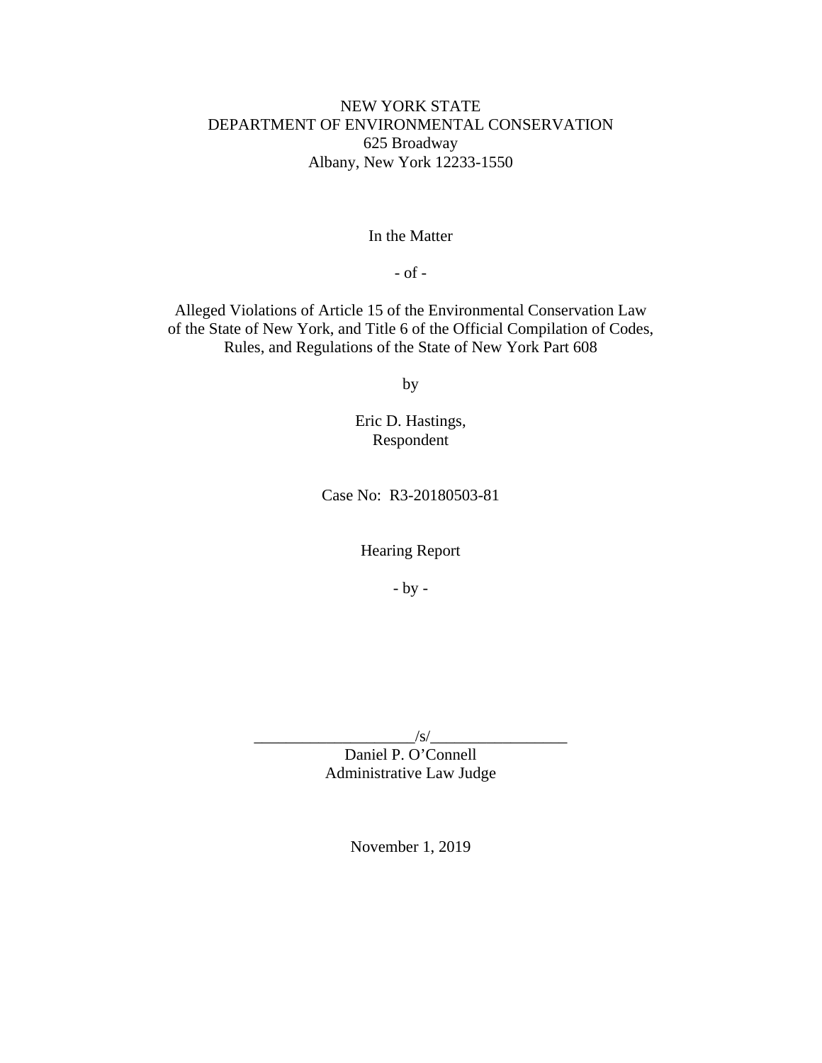NEW YORK STATE
DEPARTMENT OF ENVIRONMENTAL CONSERVATION
625 Broadway
Albany, New York 12233-1550

In the Matter

- of -

Alleged Violations of Article 15 of the Environmental Conservation Law of the State of New York, and Title 6 of the Official Compilation of Codes, Rules, and Regulations of the State of New York Part 608

by

Eric D. Hastings,
Respondent

Case No: R3-20180503-81

Hearing Report

- by -

____________________/s/_________________
Daniel P. O'Connell
Administrative Law Judge

November 1, 2019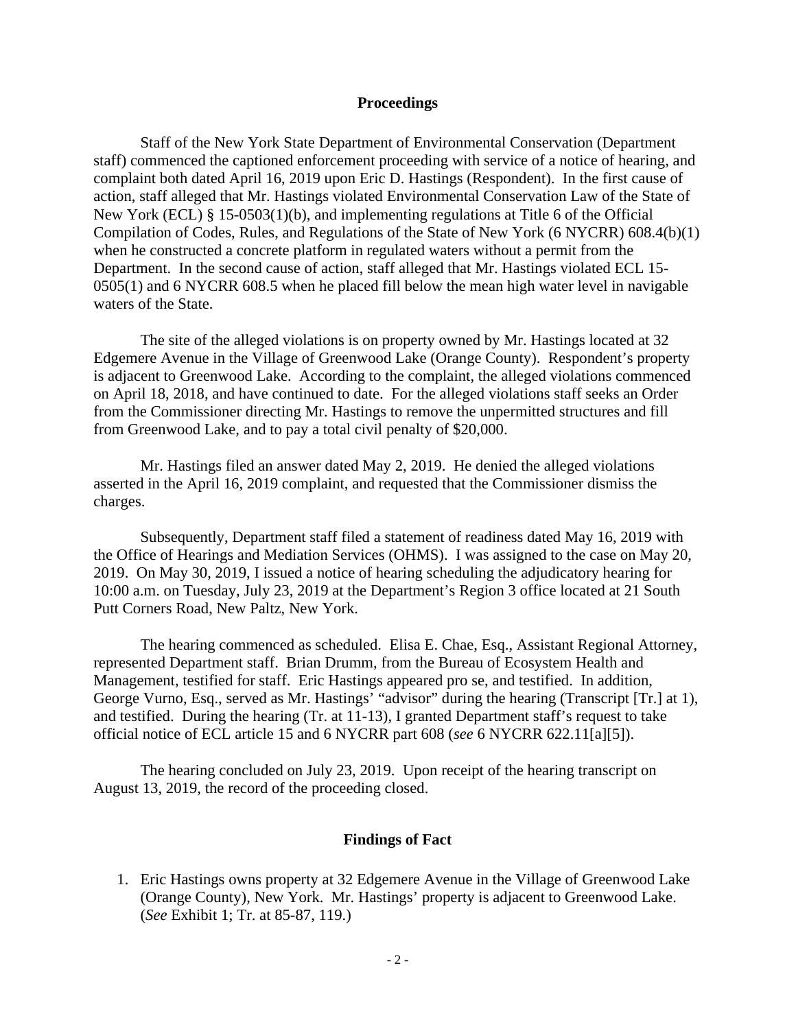## Proceedings

Staff of the New York State Department of Environmental Conservation (Department staff) commenced the captioned enforcement proceeding with service of a notice of hearing, and complaint both dated April 16, 2019 upon Eric D. Hastings (Respondent). In the first cause of action, staff alleged that Mr. Hastings violated Environmental Conservation Law of the State of New York (ECL) § 15-0503(1)(b), and implementing regulations at Title 6 of the Official Compilation of Codes, Rules, and Regulations of the State of New York (6 NYCRR) 608.4(b)(1) when he constructed a concrete platform in regulated waters without a permit from the Department. In the second cause of action, staff alleged that Mr. Hastings violated ECL 15-0505(1) and 6 NYCRR 608.5 when he placed fill below the mean high water level in navigable waters of the State.

The site of the alleged violations is on property owned by Mr. Hastings located at 32 Edgemere Avenue in the Village of Greenwood Lake (Orange County). Respondent's property is adjacent to Greenwood Lake. According to the complaint, the alleged violations commenced on April 18, 2018, and have continued to date. For the alleged violations staff seeks an Order from the Commissioner directing Mr. Hastings to remove the unpermitted structures and fill from Greenwood Lake, and to pay a total civil penalty of $20,000.

Mr. Hastings filed an answer dated May 2, 2019. He denied the alleged violations asserted in the April 16, 2019 complaint, and requested that the Commissioner dismiss the charges.

Subsequently, Department staff filed a statement of readiness dated May 16, 2019 with the Office of Hearings and Mediation Services (OHMS). I was assigned to the case on May 20, 2019. On May 30, 2019, I issued a notice of hearing scheduling the adjudicatory hearing for 10:00 a.m. on Tuesday, July 23, 2019 at the Department's Region 3 office located at 21 South Putt Corners Road, New Paltz, New York.

The hearing commenced as scheduled. Elisa E. Chae, Esq., Assistant Regional Attorney, represented Department staff. Brian Drumm, from the Bureau of Ecosystem Health and Management, testified for staff. Eric Hastings appeared pro se, and testified. In addition, George Vurno, Esq., served as Mr. Hastings' "advisor" during the hearing (Transcript [Tr.] at 1), and testified. During the hearing (Tr. at 11-13), I granted Department staff's request to take official notice of ECL article 15 and 6 NYCRR part 608 (*see* 6 NYCRR 622.11[a][5]).

The hearing concluded on July 23, 2019. Upon receipt of the hearing transcript on August 13, 2019, the record of the proceeding closed.

## Findings of Fact

1. Eric Hastings owns property at 32 Edgemere Avenue in the Village of Greenwood Lake (Orange County), New York. Mr. Hastings' property is adjacent to Greenwood Lake. (*See* Exhibit 1; Tr. at 85-87, 119.)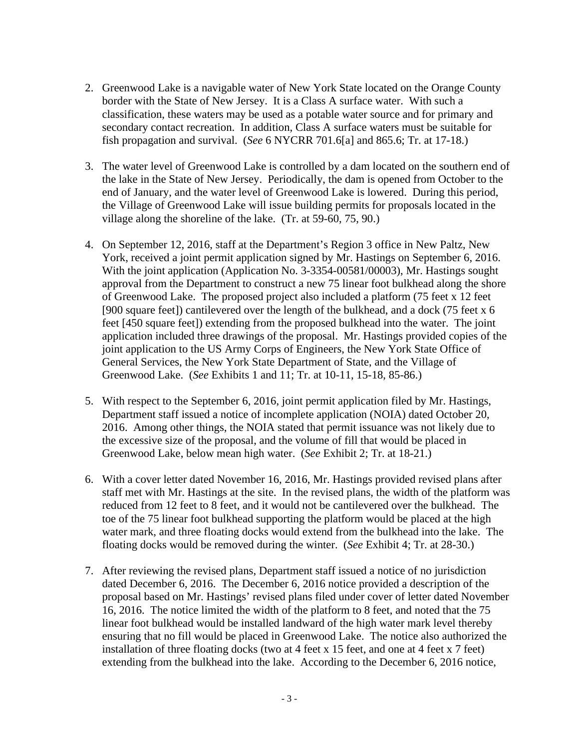2. Greenwood Lake is a navigable water of New York State located on the Orange County border with the State of New Jersey. It is a Class A surface water. With such a classification, these waters may be used as a potable water source and for primary and secondary contact recreation. In addition, Class A surface waters must be suitable for fish propagation and survival. (*See* 6 NYCRR 701.6[a] and 865.6; Tr. at 17-18.)

3. The water level of Greenwood Lake is controlled by a dam located on the southern end of the lake in the State of New Jersey. Periodically, the dam is opened from October to the end of January, and the water level of Greenwood Lake is lowered. During this period, the Village of Greenwood Lake will issue building permits for proposals located in the village along the shoreline of the lake. (Tr. at 59-60, 75, 90.)

4. On September 12, 2016, staff at the Department's Region 3 office in New Paltz, New York, received a joint permit application signed by Mr. Hastings on September 6, 2016. With the joint application (Application No. 3-3354-00581/00003), Mr. Hastings sought approval from the Department to construct a new 75 linear foot bulkhead along the shore of Greenwood Lake. The proposed project also included a platform (75 feet x 12 feet [900 square feet]) cantilevered over the length of the bulkhead, and a dock (75 feet x 6 feet [450 square feet]) extending from the proposed bulkhead into the water. The joint application included three drawings of the proposal. Mr. Hastings provided copies of the joint application to the US Army Corps of Engineers, the New York State Office of General Services, the New York State Department of State, and the Village of Greenwood Lake. (*See* Exhibits 1 and 11; Tr. at 10-11, 15-18, 85-86.)

5. With respect to the September 6, 2016, joint permit application filed by Mr. Hastings, Department staff issued a notice of incomplete application (NOIA) dated October 20, 2016. Among other things, the NOIA stated that permit issuance was not likely due to the excessive size of the proposal, and the volume of fill that would be placed in Greenwood Lake, below mean high water. (*See* Exhibit 2; Tr. at 18-21.)

6. With a cover letter dated November 16, 2016, Mr. Hastings provided revised plans after staff met with Mr. Hastings at the site. In the revised plans, the width of the platform was reduced from 12 feet to 8 feet, and it would not be cantilevered over the bulkhead. The toe of the 75 linear foot bulkhead supporting the platform would be placed at the high water mark, and three floating docks would extend from the bulkhead into the lake. The floating docks would be removed during the winter. (*See* Exhibit 4; Tr. at 28-30.)

7. After reviewing the revised plans, Department staff issued a notice of no jurisdiction dated December 6, 2016. The December 6, 2016 notice provided a description of the proposal based on Mr. Hastings' revised plans filed under cover of letter dated November 16, 2016. The notice limited the width of the platform to 8 feet, and noted that the 75 linear foot bulkhead would be installed landward of the high water mark level thereby ensuring that no fill would be placed in Greenwood Lake. The notice also authorized the installation of three floating docks (two at 4 feet x 15 feet, and one at 4 feet x 7 feet) extending from the bulkhead into the lake. According to the December 6, 2016 notice,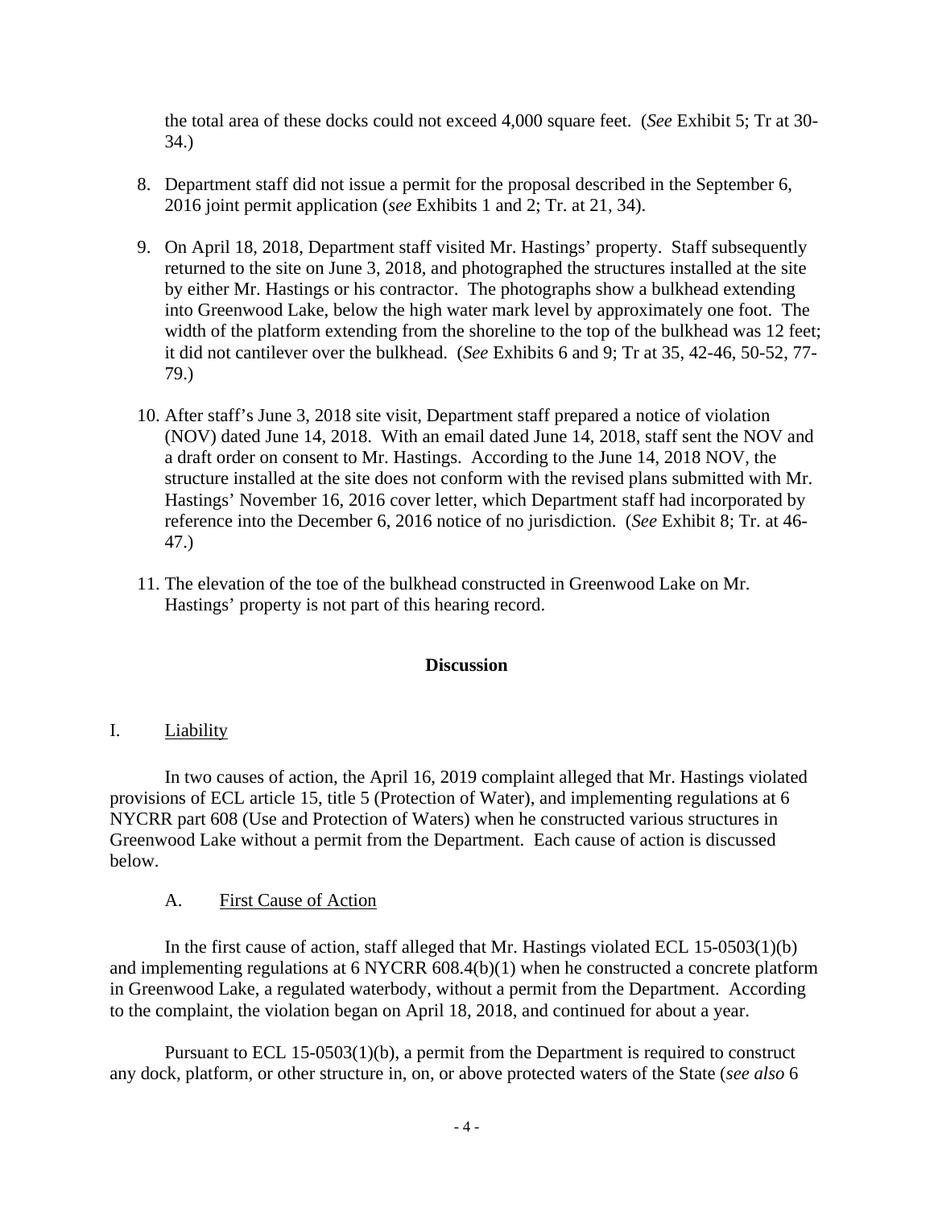the total area of these docks could not exceed 4,000 square feet. (*See* Exhibit 5; Tr at 30-34.)

8. Department staff did not issue a permit for the proposal described in the September 6, 2016 joint permit application (*see* Exhibits 1 and 2; Tr. at 21, 34).

9. On April 18, 2018, Department staff visited Mr. Hastings' property. Staff subsequently returned to the site on June 3, 2018, and photographed the structures installed at the site by either Mr. Hastings or his contractor. The photographs show a bulkhead extending into Greenwood Lake, below the high water mark level by approximately one foot. The width of the platform extending from the shoreline to the top of the bulkhead was 12 feet; it did not cantilever over the bulkhead. (*See* Exhibits 6 and 9; Tr at 35, 42-46, 50-52, 77-79.)

10. After staff's June 3, 2018 site visit, Department staff prepared a notice of violation (NOV) dated June 14, 2018. With an email dated June 14, 2018, staff sent the NOV and a draft order on consent to Mr. Hastings. According to the June 14, 2018 NOV, the structure installed at the site does not conform with the revised plans submitted with Mr. Hastings' November 16, 2016 cover letter, which Department staff had incorporated by reference into the December 6, 2016 notice of no jurisdiction. (*See* Exhibit 8; Tr. at 46-47.)

11. The elevation of the toe of the bulkhead constructed in Greenwood Lake on Mr. Hastings' property is not part of this hearing record.

## Discussion

I. Liability

In two causes of action, the April 16, 2019 complaint alleged that Mr. Hastings violated provisions of ECL article 15, title 5 (Protection of Water), and implementing regulations at 6 NYCRR part 608 (Use and Protection of Waters) when he constructed various structures in Greenwood Lake without a permit from the Department. Each cause of action is discussed below.

A. First Cause of Action

In the first cause of action, staff alleged that Mr. Hastings violated ECL 15-0503(1)(b) and implementing regulations at 6 NYCRR 608.4(b)(1) when he constructed a concrete platform in Greenwood Lake, a regulated waterbody, without a permit from the Department. According to the complaint, the violation began on April 18, 2018, and continued for about a year.

Pursuant to ECL 15-0503(1)(b), a permit from the Department is required to construct any dock, platform, or other structure in, on, or above protected waters of the State (*see also* 6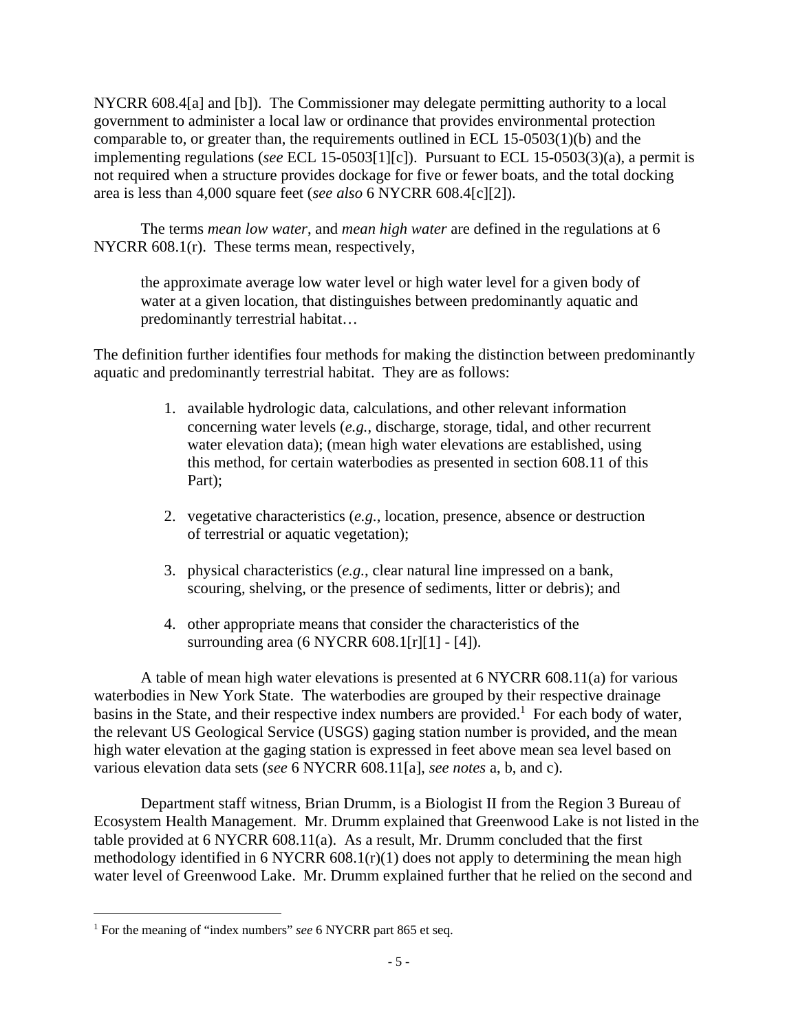NYCRR 608.4[a] and [b]). The Commissioner may delegate permitting authority to a local government to administer a local law or ordinance that provides environmental protection comparable to, or greater than, the requirements outlined in ECL 15-0503(1)(b) and the implementing regulations (*see* ECL 15-0503[1][c]). Pursuant to ECL 15-0503(3)(a), a permit is not required when a structure provides dockage for five or fewer boats, and the total docking area is less than 4,000 square feet (*see also* 6 NYCRR 608.4[c][2]).

The terms *mean low water*, and *mean high water* are defined in the regulations at 6 NYCRR 608.1(r). These terms mean, respectively,

> the approximate average low water level or high water level for a given body of water at a given location, that distinguishes between predominantly aquatic and predominantly terrestrial habitat…

The definition further identifies four methods for making the distinction between predominantly aquatic and predominantly terrestrial habitat. They are as follows:

1. available hydrologic data, calculations, and other relevant information concerning water levels (*e.g.*, discharge, storage, tidal, and other recurrent water elevation data); (mean high water elevations are established, using this method, for certain waterbodies as presented in section 608.11 of this Part);

2. vegetative characteristics (*e.g.*, location, presence, absence or destruction of terrestrial or aquatic vegetation);

3. physical characteristics (*e.g.*, clear natural line impressed on a bank, scouring, shelving, or the presence of sediments, litter or debris); and

4. other appropriate means that consider the characteristics of the surrounding area (6 NYCRR 608.1[r][1] - [4]).

A table of mean high water elevations is presented at 6 NYCRR 608.11(a) for various waterbodies in New York State. The waterbodies are grouped by their respective drainage basins in the State, and their respective index numbers are provided.[1] For each body of water, the relevant US Geological Service (USGS) gaging station number is provided, and the mean high water elevation at the gaging station is expressed in feet above mean sea level based on various elevation data sets (*see* 6 NYCRR 608.11[a], *see notes* a, b, and c).

Department staff witness, Brian Drumm, is a Biologist II from the Region 3 Bureau of Ecosystem Health Management. Mr. Drumm explained that Greenwood Lake is not listed in the table provided at 6 NYCRR 608.11(a). As a result, Mr. Drumm concluded that the first methodology identified in 6 NYCRR 608.1(r)(1) does not apply to determining the mean high water level of Greenwood Lake. Mr. Drumm explained further that he relied on the second and

---

[1] For the meaning of "index numbers" *see* 6 NYCRR part 865 et seq.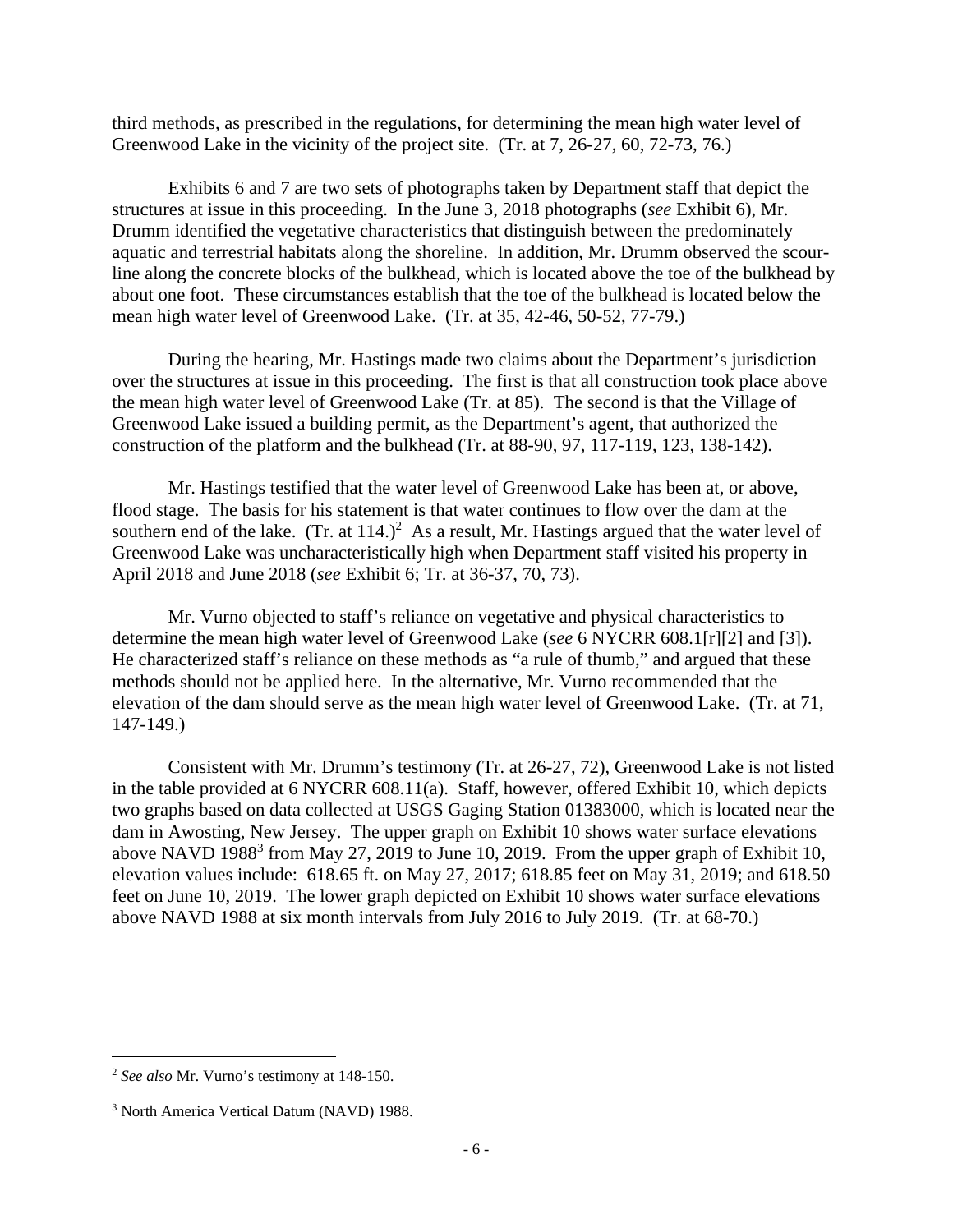third methods, as prescribed in the regulations, for determining the mean high water level of Greenwood Lake in the vicinity of the project site. (Tr. at 7, 26-27, 60, 72-73, 76.)

Exhibits 6 and 7 are two sets of photographs taken by Department staff that depict the structures at issue in this proceeding. In the June 3, 2018 photographs (*see* Exhibit 6), Mr. Drumm identified the vegetative characteristics that distinguish between the predominately aquatic and terrestrial habitats along the shoreline. In addition, Mr. Drumm observed the scour-line along the concrete blocks of the bulkhead, which is located above the toe of the bulkhead by about one foot. These circumstances establish that the toe of the bulkhead is located below the mean high water level of Greenwood Lake. (Tr. at 35, 42-46, 50-52, 77-79.)

During the hearing, Mr. Hastings made two claims about the Department's jurisdiction over the structures at issue in this proceeding. The first is that all construction took place above the mean high water level of Greenwood Lake (Tr. at 85). The second is that the Village of Greenwood Lake issued a building permit, as the Department's agent, that authorized the construction of the platform and the bulkhead (Tr. at 88-90, 97, 117-119, 123, 138-142).

Mr. Hastings testified that the water level of Greenwood Lake has been at, or above, flood stage. The basis for his statement is that water continues to flow over the dam at the southern end of the lake. (Tr. at 114.)[2] As a result, Mr. Hastings argued that the water level of Greenwood Lake was uncharacteristically high when Department staff visited his property in April 2018 and June 2018 (*see* Exhibit 6; Tr. at 36-37, 70, 73).

Mr. Vurno objected to staff's reliance on vegetative and physical characteristics to determine the mean high water level of Greenwood Lake (*see* 6 NYCRR 608.1[r][2] and [3]). He characterized staff's reliance on these methods as "a rule of thumb," and argued that these methods should not be applied here. In the alternative, Mr. Vurno recommended that the elevation of the dam should serve as the mean high water level of Greenwood Lake. (Tr. at 71, 147-149.)

Consistent with Mr. Drumm's testimony (Tr. at 26-27, 72), Greenwood Lake is not listed in the table provided at 6 NYCRR 608.11(a). Staff, however, offered Exhibit 10, which depicts two graphs based on data collected at USGS Gaging Station 01383000, which is located near the dam in Awosting, New Jersey. The upper graph on Exhibit 10 shows water surface elevations above NAVD 1988[3] from May 27, 2019 to June 10, 2019. From the upper graph of Exhibit 10, elevation values include: 618.65 ft. on May 27, 2017; 618.85 feet on May 31, 2019; and 618.50 feet on June 10, 2019. The lower graph depicted on Exhibit 10 shows water surface elevations above NAVD 1988 at six month intervals from July 2016 to July 2019. (Tr. at 68-70.)

---

[2] *See also* Mr. Vurno's testimony at 148-150.

[3] North America Vertical Datum (NAVD) 1988.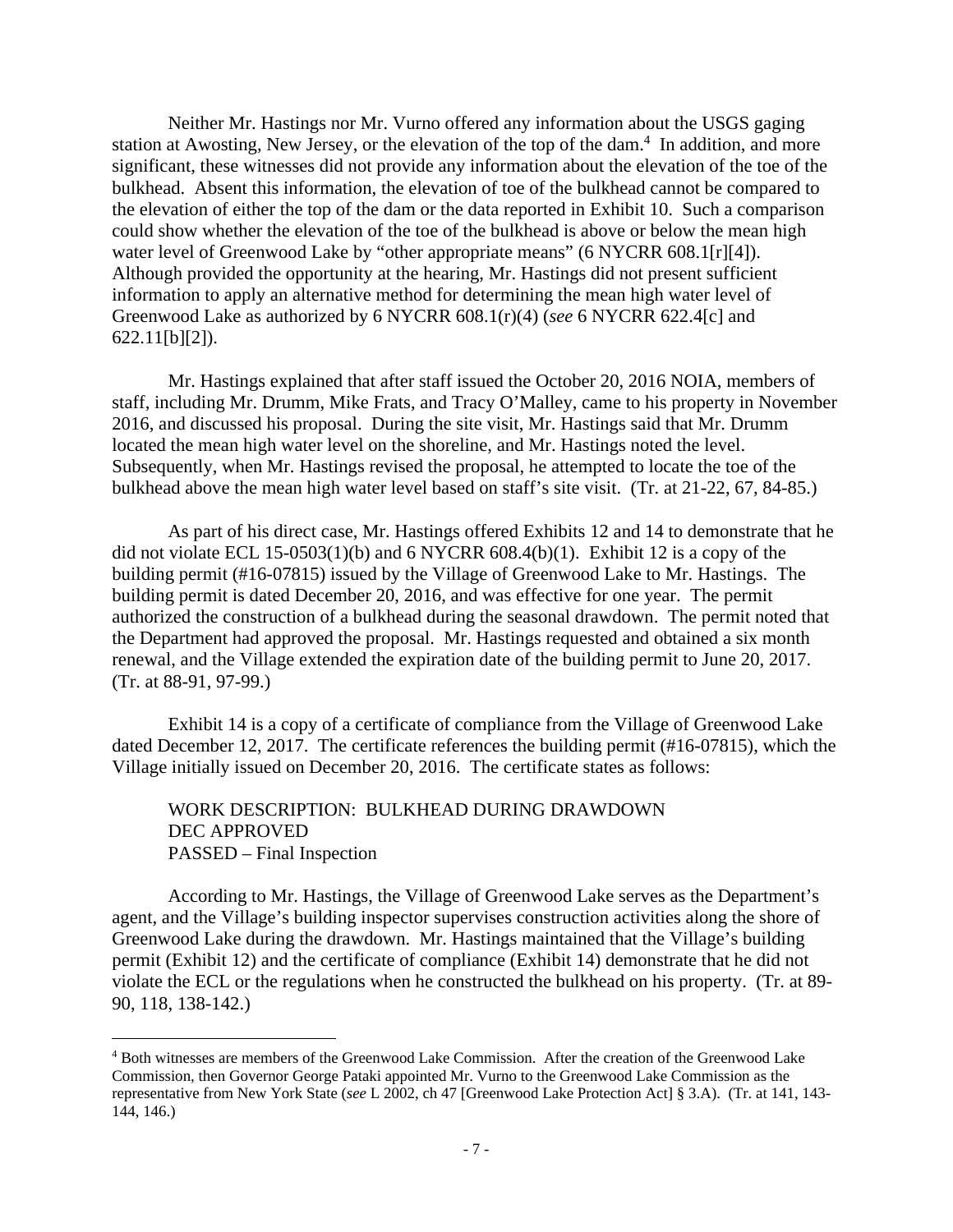Neither Mr. Hastings nor Mr. Vurno offered any information about the USGS gaging station at Awosting, New Jersey, or the elevation of the top of the dam.[4] In addition, and more significant, these witnesses did not provide any information about the elevation of the toe of the bulkhead. Absent this information, the elevation of toe of the bulkhead cannot be compared to the elevation of either the top of the dam or the data reported in Exhibit 10. Such a comparison could show whether the elevation of the toe of the bulkhead is above or below the mean high water level of Greenwood Lake by "other appropriate means" (6 NYCRR 608.1[r][4]). Although provided the opportunity at the hearing, Mr. Hastings did not present sufficient information to apply an alternative method for determining the mean high water level of Greenwood Lake as authorized by 6 NYCRR 608.1(r)(4) (*see* 6 NYCRR 622.4[c] and 622.11[b][2]).

Mr. Hastings explained that after staff issued the October 20, 2016 NOIA, members of staff, including Mr. Drumm, Mike Frats, and Tracy O'Malley, came to his property in November 2016, and discussed his proposal. During the site visit, Mr. Hastings said that Mr. Drumm located the mean high water level on the shoreline, and Mr. Hastings noted the level. Subsequently, when Mr. Hastings revised the proposal, he attempted to locate the toe of the bulkhead above the mean high water level based on staff's site visit. (Tr. at 21-22, 67, 84-85.)

As part of his direct case, Mr. Hastings offered Exhibits 12 and 14 to demonstrate that he did not violate ECL 15-0503(1)(b) and 6 NYCRR 608.4(b)(1). Exhibit 12 is a copy of the building permit (#16-07815) issued by the Village of Greenwood Lake to Mr. Hastings. The building permit is dated December 20, 2016, and was effective for one year. The permit authorized the construction of a bulkhead during the seasonal drawdown. The permit noted that the Department had approved the proposal. Mr. Hastings requested and obtained a six month renewal, and the Village extended the expiration date of the building permit to June 20, 2017. (Tr. at 88-91, 97-99.)

Exhibit 14 is a copy of a certificate of compliance from the Village of Greenwood Lake dated December 12, 2017. The certificate references the building permit (#16-07815), which the Village initially issued on December 20, 2016. The certificate states as follows:

> WORK DESCRIPTION: BULKHEAD DURING DRAWDOWN
> DEC APPROVED
> PASSED – Final Inspection

According to Mr. Hastings, the Village of Greenwood Lake serves as the Department's agent, and the Village's building inspector supervises construction activities along the shore of Greenwood Lake during the drawdown. Mr. Hastings maintained that the Village's building permit (Exhibit 12) and the certificate of compliance (Exhibit 14) demonstrate that he did not violate the ECL or the regulations when he constructed the bulkhead on his property. (Tr. at 89-90, 118, 138-142.)

---

[4] Both witnesses are members of the Greenwood Lake Commission. After the creation of the Greenwood Lake Commission, then Governor George Pataki appointed Mr. Vurno to the Greenwood Lake Commission as the representative from New York State (*see* L 2002, ch 47 [Greenwood Lake Protection Act] § 3.A). (Tr. at 141, 143-144, 146.)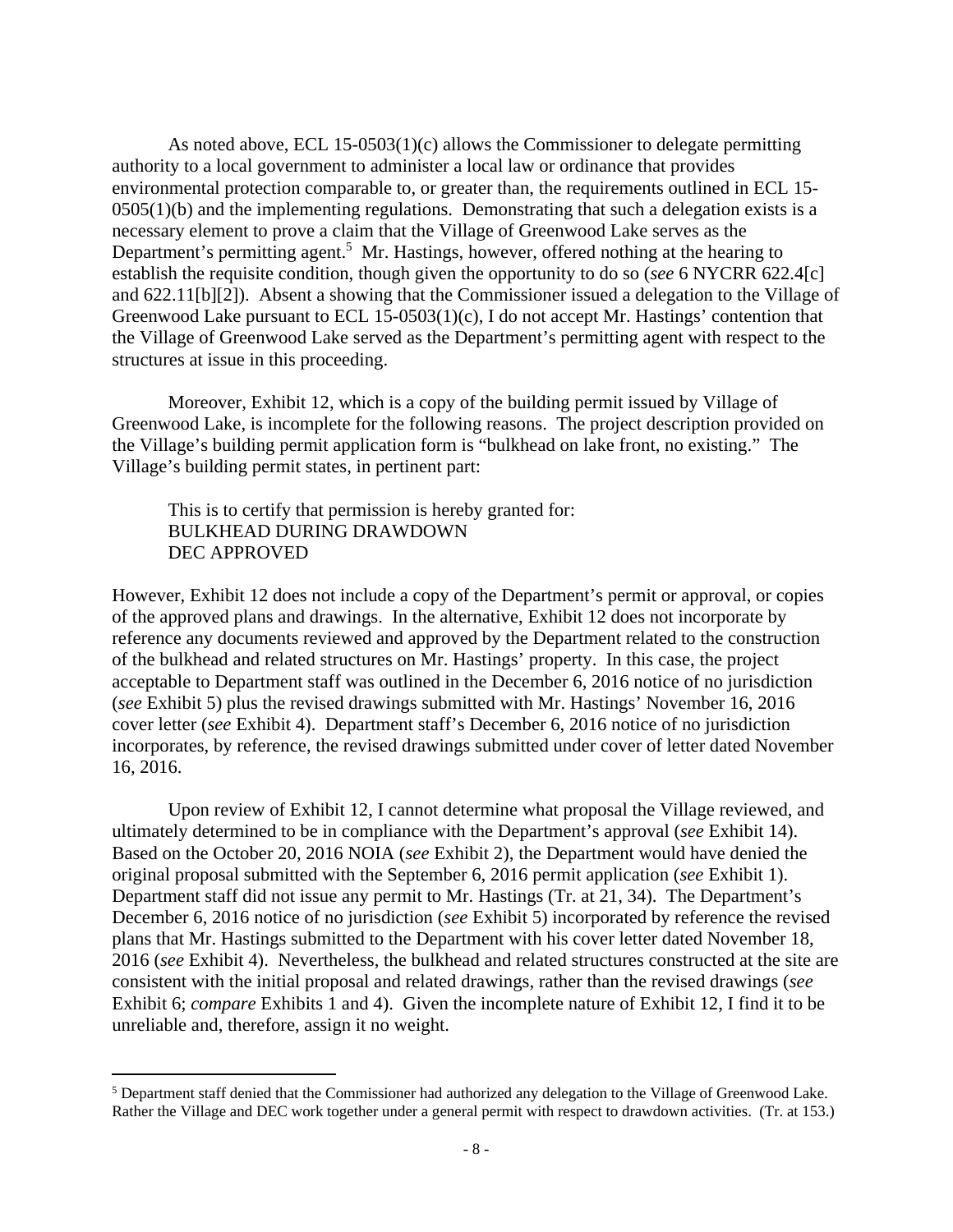As noted above, ECL 15-0503(1)(c) allows the Commissioner to delegate permitting authority to a local government to administer a local law or ordinance that provides environmental protection comparable to, or greater than, the requirements outlined in ECL 15-0505(1)(b) and the implementing regulations. Demonstrating that such a delegation exists is a necessary element to prove a claim that the Village of Greenwood Lake serves as the Department's permitting agent.[5] Mr. Hastings, however, offered nothing at the hearing to establish the requisite condition, though given the opportunity to do so (*see* 6 NYCRR 622.4[c] and 622.11[b][2]). Absent a showing that the Commissioner issued a delegation to the Village of Greenwood Lake pursuant to ECL 15-0503(1)(c), I do not accept Mr. Hastings' contention that the Village of Greenwood Lake served as the Department's permitting agent with respect to the structures at issue in this proceeding.

Moreover, Exhibit 12, which is a copy of the building permit issued by Village of Greenwood Lake, is incomplete for the following reasons. The project description provided on the Village's building permit application form is "bulkhead on lake front, no existing." The Village's building permit states, in pertinent part:

> This is to certify that permission is hereby granted for:
> BULKHEAD DURING DRAWDOWN
> DEC APPROVED

However, Exhibit 12 does not include a copy of the Department's permit or approval, or copies of the approved plans and drawings. In the alternative, Exhibit 12 does not incorporate by reference any documents reviewed and approved by the Department related to the construction of the bulkhead and related structures on Mr. Hastings' property. In this case, the project acceptable to Department staff was outlined in the December 6, 2016 notice of no jurisdiction (*see* Exhibit 5) plus the revised drawings submitted with Mr. Hastings' November 16, 2016 cover letter (*see* Exhibit 4). Department staff's December 6, 2016 notice of no jurisdiction incorporates, by reference, the revised drawings submitted under cover of letter dated November 16, 2016.

Upon review of Exhibit 12, I cannot determine what proposal the Village reviewed, and ultimately determined to be in compliance with the Department's approval (*see* Exhibit 14). Based on the October 20, 2016 NOIA (*see* Exhibit 2), the Department would have denied the original proposal submitted with the September 6, 2016 permit application (*see* Exhibit 1). Department staff did not issue any permit to Mr. Hastings (Tr. at 21, 34). The Department's December 6, 2016 notice of no jurisdiction (*see* Exhibit 5) incorporated by reference the revised plans that Mr. Hastings submitted to the Department with his cover letter dated November 18, 2016 (*see* Exhibit 4). Nevertheless, the bulkhead and related structures constructed at the site are consistent with the initial proposal and related drawings, rather than the revised drawings (*see* Exhibit 6; *compare* Exhibits 1 and 4). Given the incomplete nature of Exhibit 12, I find it to be unreliable and, therefore, assign it no weight.

---

[5] Department staff denied that the Commissioner had authorized any delegation to the Village of Greenwood Lake. Rather the Village and DEC work together under a general permit with respect to drawdown activities. (Tr. at 153.)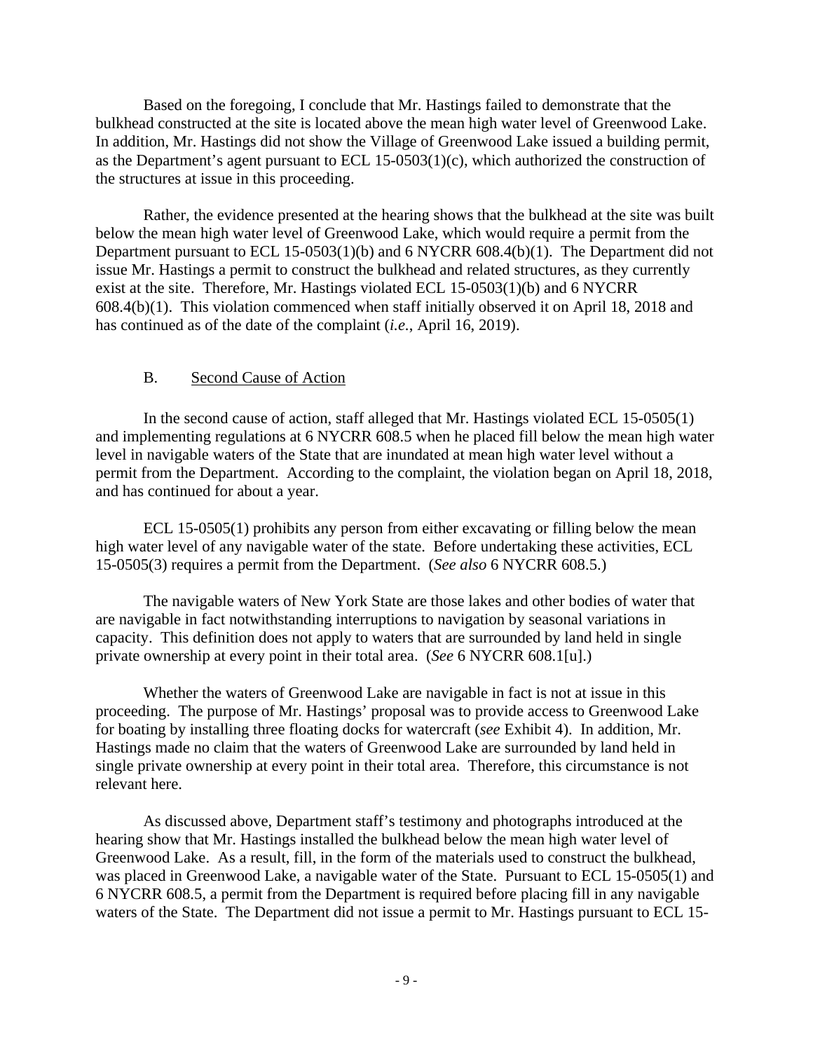Based on the foregoing, I conclude that Mr. Hastings failed to demonstrate that the bulkhead constructed at the site is located above the mean high water level of Greenwood Lake. In addition, Mr. Hastings did not show the Village of Greenwood Lake issued a building permit, as the Department's agent pursuant to ECL 15-0503(1)(c), which authorized the construction of the structures at issue in this proceeding.

Rather, the evidence presented at the hearing shows that the bulkhead at the site was built below the mean high water level of Greenwood Lake, which would require a permit from the Department pursuant to ECL 15-0503(1)(b) and 6 NYCRR 608.4(b)(1). The Department did not issue Mr. Hastings a permit to construct the bulkhead and related structures, as they currently exist at the site. Therefore, Mr. Hastings violated ECL 15-0503(1)(b) and 6 NYCRR 608.4(b)(1). This violation commenced when staff initially observed it on April 18, 2018 and has continued as of the date of the complaint (*i.e.*, April 16, 2019).

### B. Second Cause of Action

In the second cause of action, staff alleged that Mr. Hastings violated ECL 15-0505(1) and implementing regulations at 6 NYCRR 608.5 when he placed fill below the mean high water level in navigable waters of the State that are inundated at mean high water level without a permit from the Department. According to the complaint, the violation began on April 18, 2018, and has continued for about a year.

ECL 15-0505(1) prohibits any person from either excavating or filling below the mean high water level of any navigable water of the state. Before undertaking these activities, ECL 15-0505(3) requires a permit from the Department. (*See also* 6 NYCRR 608.5.)

The navigable waters of New York State are those lakes and other bodies of water that are navigable in fact notwithstanding interruptions to navigation by seasonal variations in capacity. This definition does not apply to waters that are surrounded by land held in single private ownership at every point in their total area. (*See* 6 NYCRR 608.1[u].)

Whether the waters of Greenwood Lake are navigable in fact is not at issue in this proceeding. The purpose of Mr. Hastings' proposal was to provide access to Greenwood Lake for boating by installing three floating docks for watercraft (*see* Exhibit 4). In addition, Mr. Hastings made no claim that the waters of Greenwood Lake are surrounded by land held in single private ownership at every point in their total area. Therefore, this circumstance is not relevant here.

As discussed above, Department staff's testimony and photographs introduced at the hearing show that Mr. Hastings installed the bulkhead below the mean high water level of Greenwood Lake. As a result, fill, in the form of the materials used to construct the bulkhead, was placed in Greenwood Lake, a navigable water of the State. Pursuant to ECL 15-0505(1) and 6 NYCRR 608.5, a permit from the Department is required before placing fill in any navigable waters of the State. The Department did not issue a permit to Mr. Hastings pursuant to ECL 15-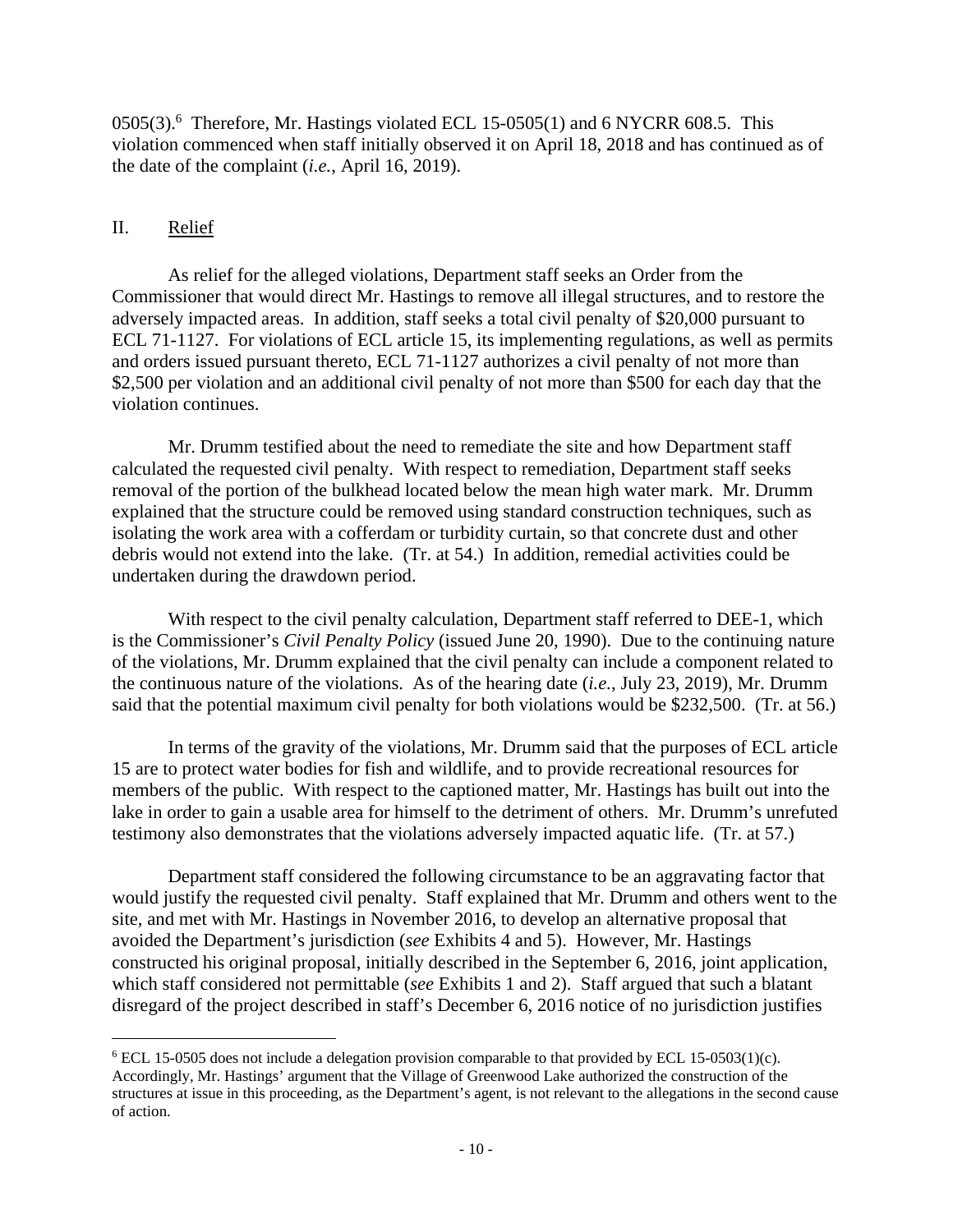0505(3).[6] Therefore, Mr. Hastings violated ECL 15-0505(1) and 6 NYCRR 608.5. This violation commenced when staff initially observed it on April 18, 2018 and has continued as of the date of the complaint (*i.e.*, April 16, 2019).

## II. Relief

As relief for the alleged violations, Department staff seeks an Order from the Commissioner that would direct Mr. Hastings to remove all illegal structures, and to restore the adversely impacted areas. In addition, staff seeks a total civil penalty of $20,000 pursuant to ECL 71-1127. For violations of ECL article 15, its implementing regulations, as well as permits and orders issued pursuant thereto, ECL 71-1127 authorizes a civil penalty of not more than $2,500 per violation and an additional civil penalty of not more than $500 for each day that the violation continues.

Mr. Drumm testified about the need to remediate the site and how Department staff calculated the requested civil penalty. With respect to remediation, Department staff seeks removal of the portion of the bulkhead located below the mean high water mark. Mr. Drumm explained that the structure could be removed using standard construction techniques, such as isolating the work area with a cofferdam or turbidity curtain, so that concrete dust and other debris would not extend into the lake. (Tr. at 54.) In addition, remedial activities could be undertaken during the drawdown period.

With respect to the civil penalty calculation, Department staff referred to DEE-1, which is the Commissioner's *Civil Penalty Policy* (issued June 20, 1990). Due to the continuing nature of the violations, Mr. Drumm explained that the civil penalty can include a component related to the continuous nature of the violations. As of the hearing date (*i.e.*, July 23, 2019), Mr. Drumm said that the potential maximum civil penalty for both violations would be $232,500. (Tr. at 56.)

In terms of the gravity of the violations, Mr. Drumm said that the purposes of ECL article 15 are to protect water bodies for fish and wildlife, and to provide recreational resources for members of the public. With respect to the captioned matter, Mr. Hastings has built out into the lake in order to gain a usable area for himself to the detriment of others. Mr. Drumm's unrefuted testimony also demonstrates that the violations adversely impacted aquatic life. (Tr. at 57.)

Department staff considered the following circumstance to be an aggravating factor that would justify the requested civil penalty. Staff explained that Mr. Drumm and others went to the site, and met with Mr. Hastings in November 2016, to develop an alternative proposal that avoided the Department's jurisdiction (*see* Exhibits 4 and 5). However, Mr. Hastings constructed his original proposal, initially described in the September 6, 2016, joint application, which staff considered not permittable (*see* Exhibits 1 and 2). Staff argued that such a blatant disregard of the project described in staff's December 6, 2016 notice of no jurisdiction justifies

---

[6] ECL 15-0505 does not include a delegation provision comparable to that provided by ECL 15-0503(1)(c). Accordingly, Mr. Hastings' argument that the Village of Greenwood Lake authorized the construction of the structures at issue in this proceeding, as the Department's agent, is not relevant to the allegations in the second cause of action.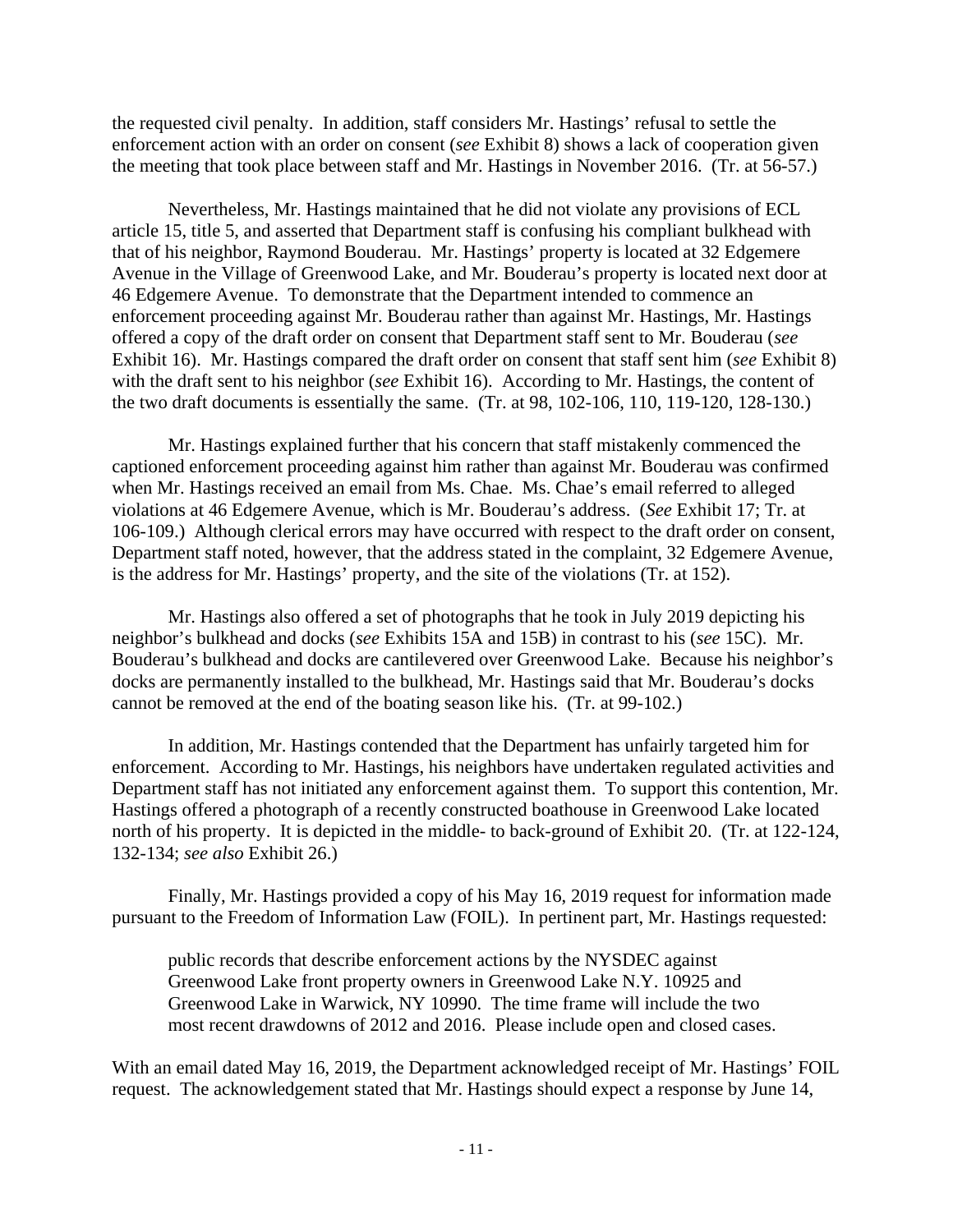the requested civil penalty. In addition, staff considers Mr. Hastings' refusal to settle the enforcement action with an order on consent (*see* Exhibit 8) shows a lack of cooperation given the meeting that took place between staff and Mr. Hastings in November 2016. (Tr. at 56-57.)

Nevertheless, Mr. Hastings maintained that he did not violate any provisions of ECL article 15, title 5, and asserted that Department staff is confusing his compliant bulkhead with that of his neighbor, Raymond Bouderau. Mr. Hastings' property is located at 32 Edgemere Avenue in the Village of Greenwood Lake, and Mr. Bouderau's property is located next door at 46 Edgemere Avenue. To demonstrate that the Department intended to commence an enforcement proceeding against Mr. Bouderau rather than against Mr. Hastings, Mr. Hastings offered a copy of the draft order on consent that Department staff sent to Mr. Bouderau (*see* Exhibit 16). Mr. Hastings compared the draft order on consent that staff sent him (*see* Exhibit 8) with the draft sent to his neighbor (*see* Exhibit 16). According to Mr. Hastings, the content of the two draft documents is essentially the same. (Tr. at 98, 102-106, 110, 119-120, 128-130.)

Mr. Hastings explained further that his concern that staff mistakenly commenced the captioned enforcement proceeding against him rather than against Mr. Bouderau was confirmed when Mr. Hastings received an email from Ms. Chae. Ms. Chae's email referred to alleged violations at 46 Edgemere Avenue, which is Mr. Bouderau's address. (*See* Exhibit 17; Tr. at 106-109.) Although clerical errors may have occurred with respect to the draft order on consent, Department staff noted, however, that the address stated in the complaint, 32 Edgemere Avenue, is the address for Mr. Hastings' property, and the site of the violations (Tr. at 152).

Mr. Hastings also offered a set of photographs that he took in July 2019 depicting his neighbor's bulkhead and docks (*see* Exhibits 15A and 15B) in contrast to his (*see* 15C). Mr. Bouderau's bulkhead and docks are cantilevered over Greenwood Lake. Because his neighbor's docks are permanently installed to the bulkhead, Mr. Hastings said that Mr. Bouderau's docks cannot be removed at the end of the boating season like his. (Tr. at 99-102.)

In addition, Mr. Hastings contended that the Department has unfairly targeted him for enforcement. According to Mr. Hastings, his neighbors have undertaken regulated activities and Department staff has not initiated any enforcement against them. To support this contention, Mr. Hastings offered a photograph of a recently constructed boathouse in Greenwood Lake located north of his property. It is depicted in the middle- to back-ground of Exhibit 20. (Tr. at 122-124, 132-134; *see also* Exhibit 26.)

Finally, Mr. Hastings provided a copy of his May 16, 2019 request for information made pursuant to the Freedom of Information Law (FOIL). In pertinent part, Mr. Hastings requested:

> public records that describe enforcement actions by the NYSDEC against Greenwood Lake front property owners in Greenwood Lake N.Y. 10925 and Greenwood Lake in Warwick, NY 10990. The time frame will include the two most recent drawdowns of 2012 and 2016. Please include open and closed cases.

With an email dated May 16, 2019, the Department acknowledged receipt of Mr. Hastings' FOIL request. The acknowledgement stated that Mr. Hastings should expect a response by June 14,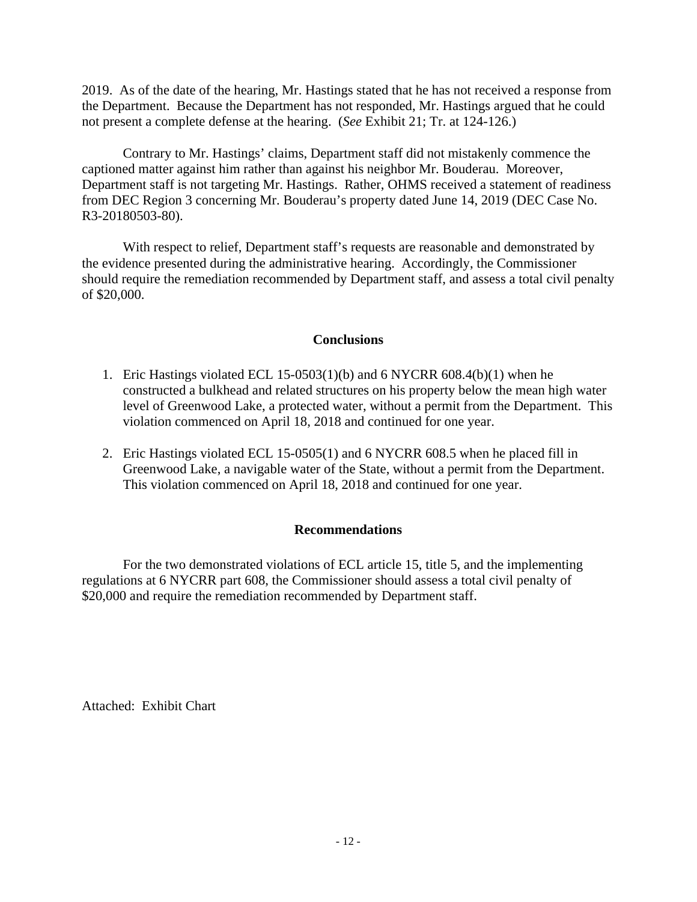2019. As of the date of the hearing, Mr. Hastings stated that he has not received a response from the Department. Because the Department has not responded, Mr. Hastings argued that he could not present a complete defense at the hearing. (*See* Exhibit 21; Tr. at 124-126.)

Contrary to Mr. Hastings' claims, Department staff did not mistakenly commence the captioned matter against him rather than against his neighbor Mr. Bouderau. Moreover, Department staff is not targeting Mr. Hastings. Rather, OHMS received a statement of readiness from DEC Region 3 concerning Mr. Bouderau's property dated June 14, 2019 (DEC Case No. R3-20180503-80).

With respect to relief, Department staff's requests are reasonable and demonstrated by the evidence presented during the administrative hearing. Accordingly, the Commissioner should require the remediation recommended by Department staff, and assess a total civil penalty of $20,000.

## Conclusions

1. Eric Hastings violated ECL 15-0503(1)(b) and 6 NYCRR 608.4(b)(1) when he constructed a bulkhead and related structures on his property below the mean high water level of Greenwood Lake, a protected water, without a permit from the Department. This violation commenced on April 18, 2018 and continued for one year.

2. Eric Hastings violated ECL 15-0505(1) and 6 NYCRR 608.5 when he placed fill in Greenwood Lake, a navigable water of the State, without a permit from the Department. This violation commenced on April 18, 2018 and continued for one year.

## Recommendations

For the two demonstrated violations of ECL article 15, title 5, and the implementing regulations at 6 NYCRR part 608, the Commissioner should assess a total civil penalty of $20,000 and require the remediation recommended by Department staff.

Attached: Exhibit Chart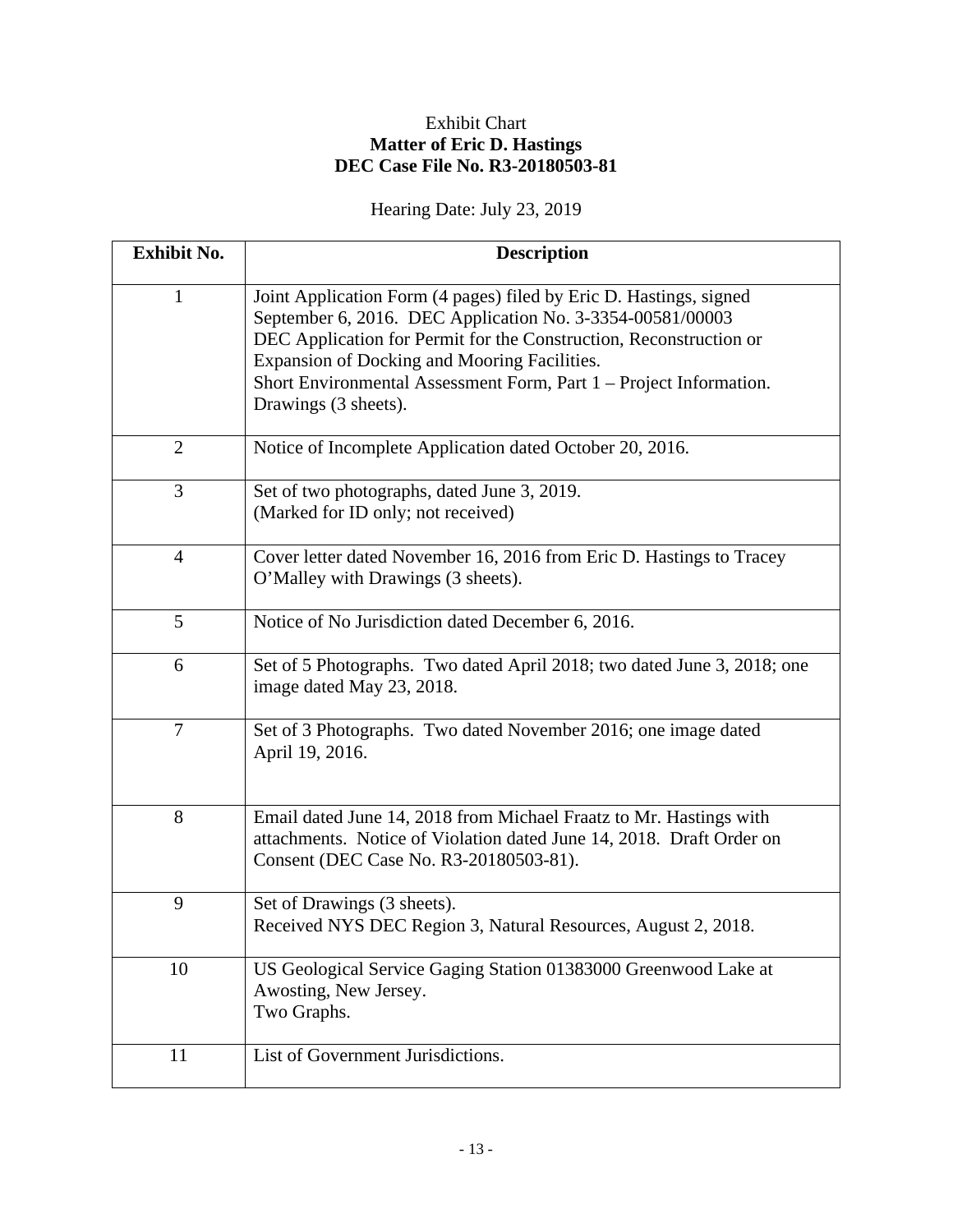Exhibit Chart
**Matter of Eric D. Hastings**
**DEC Case File No. R3-20180503-81**

Hearing Date: July 23, 2019

| **Exhibit No.** | **Description** |
|---|---|
| 1 | Joint Application Form (4 pages) filed by Eric D. Hastings, signed September 6, 2016. DEC Application No. 3-3354-00581/00003 DEC Application for Permit for the Construction, Reconstruction or Expansion of Docking and Mooring Facilities. Short Environmental Assessment Form, Part 1 – Project Information. Drawings (3 sheets). |
| 2 | Notice of Incomplete Application dated October 20, 2016. |
| 3 | Set of two photographs, dated June 3, 2019. (Marked for ID only; not received) |
| 4 | Cover letter dated November 16, 2016 from Eric D. Hastings to Tracey O'Malley with Drawings (3 sheets). |
| 5 | Notice of No Jurisdiction dated December 6, 2016. |
| 6 | Set of 5 Photographs. Two dated April 2018; two dated June 3, 2018; one image dated May 23, 2018. |
| 7 | Set of 3 Photographs. Two dated November 2016; one image dated April 19, 2016. |
| 8 | Email dated June 14, 2018 from Michael Fraatz to Mr. Hastings with attachments. Notice of Violation dated June 14, 2018. Draft Order on Consent (DEC Case No. R3-20180503-81). |
| 9 | Set of Drawings (3 sheets). Received NYS DEC Region 3, Natural Resources, August 2, 2018. |
| 10 | US Geological Service Gaging Station 01383000 Greenwood Lake at Awosting, New Jersey. Two Graphs. |
| 11 | List of Government Jurisdictions. |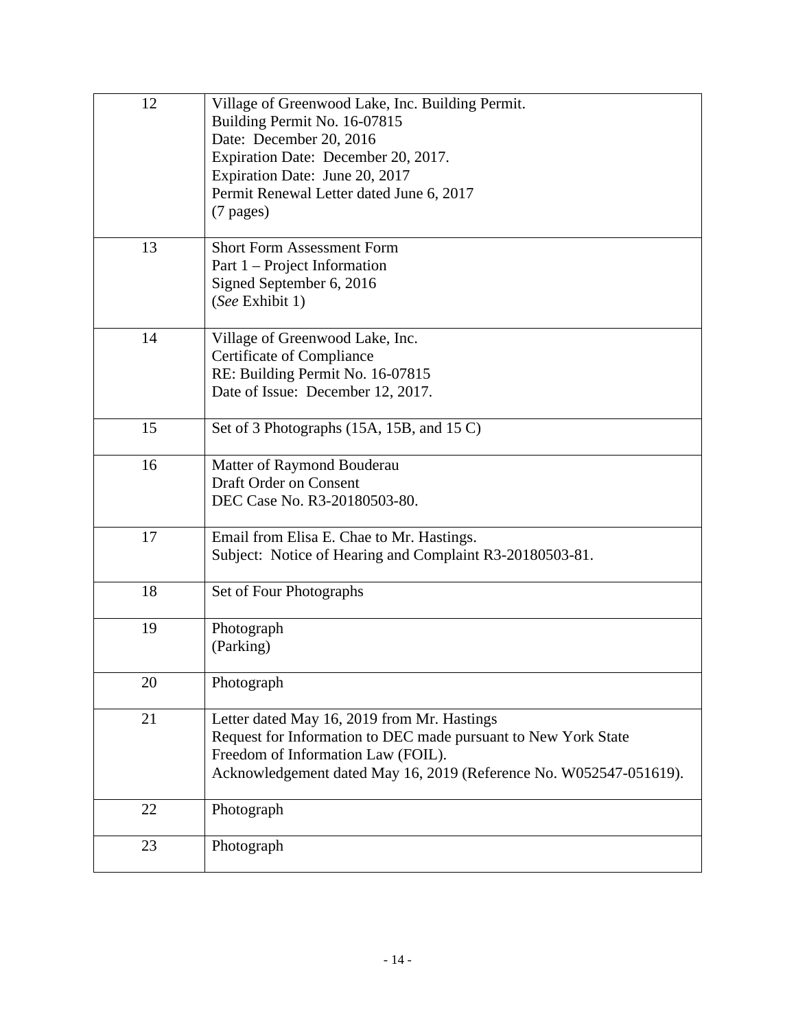| | |
|---|---|
| 12 | Village of Greenwood Lake, Inc. Building Permit.<br>Building Permit No. 16-07815<br>Date: December 20, 2016<br>Expiration Date: December 20, 2017.<br>Expiration Date: June 20, 2017<br>Permit Renewal Letter dated June 6, 2017<br>(7 pages) |
| 13 | Short Form Assessment Form<br>Part 1 – Project Information<br>Signed September 6, 2016<br>(*See* Exhibit 1) |
| 14 | Village of Greenwood Lake, Inc.<br>Certificate of Compliance<br>RE: Building Permit No. 16-07815<br>Date of Issue: December 12, 2017. |
| 15 | Set of 3 Photographs (15A, 15B, and 15 C) |
| 16 | Matter of Raymond Bouderau<br>Draft Order on Consent<br>DEC Case No. R3-20180503-80. |
| 17 | Email from Elisa E. Chae to Mr. Hastings.<br>Subject: Notice of Hearing and Complaint R3-20180503-81. |
| 18 | Set of Four Photographs |
| 19 | Photograph<br>(Parking) |
| 20 | Photograph |
| 21 | Letter dated May 16, 2019 from Mr. Hastings<br>Request for Information to DEC made pursuant to New York State Freedom of Information Law (FOIL).<br>Acknowledgement dated May 16, 2019 (Reference No. W052547-051619). |
| 22 | Photograph |
| 23 | Photograph |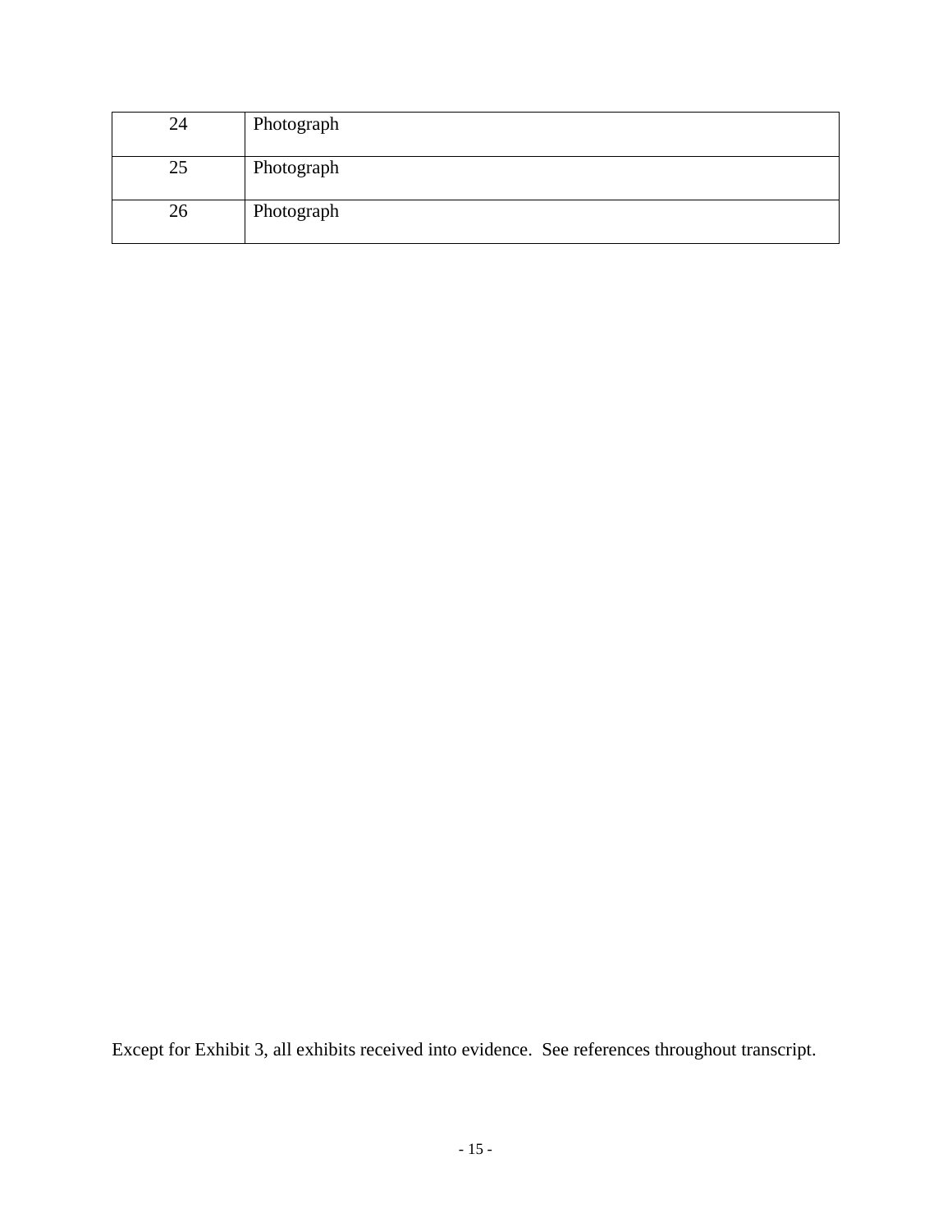| | |
|---|---|
| 24 | Photograph |
| 25 | Photograph |
| 26 | Photograph |

Except for Exhibit 3, all exhibits received into evidence. See references throughout transcript.